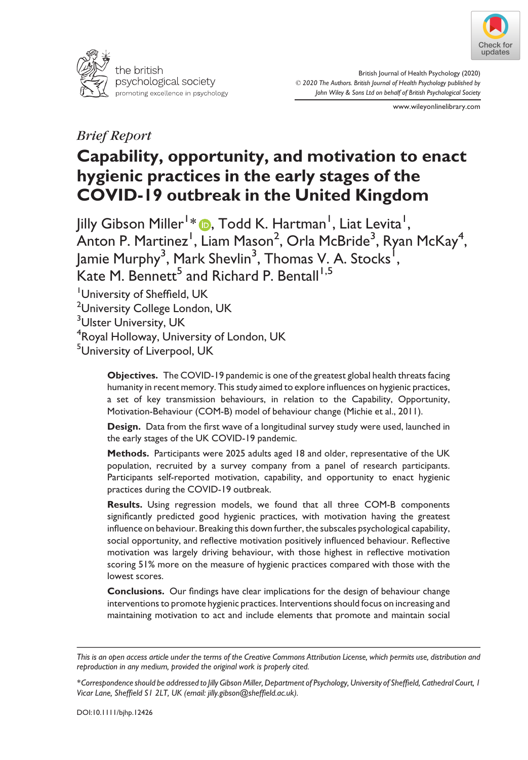*Brief Report*

# Capability, opportunity, and motivation to enact hygienic practices in the early stages of the COVID-19 outbreak in the United Kingdom

Jilly Gibson Miller[1]*, Todd K. Hartman[1], Liat Levita[1], Anton P. Martinez[1], Liam Mason[2], Orla McBride[3], Ryan McKay[4], Jamie Murphy[3], Mark Shevlin[3], Thomas V. A. Stocks[1], Kate M. Bennett[5] and Richard P. Bentall[1,5]

[1]University of Sheffield, UK
[2]University College London, UK
[3]Ulster University, UK
[4]Royal Holloway, University of London, UK
[5]University of Liverpool, UK

**Objectives.** The COVID-19 pandemic is one of the greatest global health threats facing humanity in recent memory. This study aimed to explore influences on hygienic practices, a set of key transmission behaviours, in relation to the Capability, Opportunity, Motivation-Behaviour (COM-B) model of behaviour change (Michie et al., 2011).

**Design.** Data from the first wave of a longitudinal survey study were used, launched in the early stages of the UK COVID-19 pandemic.

**Methods.** Participants were 2025 adults aged 18 and older, representative of the UK population, recruited by a survey company from a panel of research participants. Participants self-reported motivation, capability, and opportunity to enact hygienic practices during the COVID-19 outbreak.

**Results.** Using regression models, we found that all three COM-B components significantly predicted good hygienic practices, with motivation having the greatest influence on behaviour. Breaking this down further, the subscales psychological capability, social opportunity, and reflective motivation positively influenced behaviour. Reflective motivation was largely driving behaviour, with those highest in reflective motivation scoring 51% more on the measure of hygienic practices compared with those with the lowest scores.

**Conclusions.** Our findings have clear implications for the design of behaviour change interventions to promote hygienic practices. Interventions should focus on increasing and maintaining motivation to act and include elements that promote and maintain social

---

*This is an open access article under the terms of the Creative Commons Attribution License, which permits use, distribution and reproduction in any medium, provided the original work is properly cited.*

*Correspondence should be addressed to Jilly Gibson Miller, Department of Psychology, University of Sheffield, Cathedral Court, 1 Vicar Lane, Sheffield S1 2LT, UK (email: jilly.gibson@sheffield.ac.uk).*

DOI:10.1111/bjhp.12426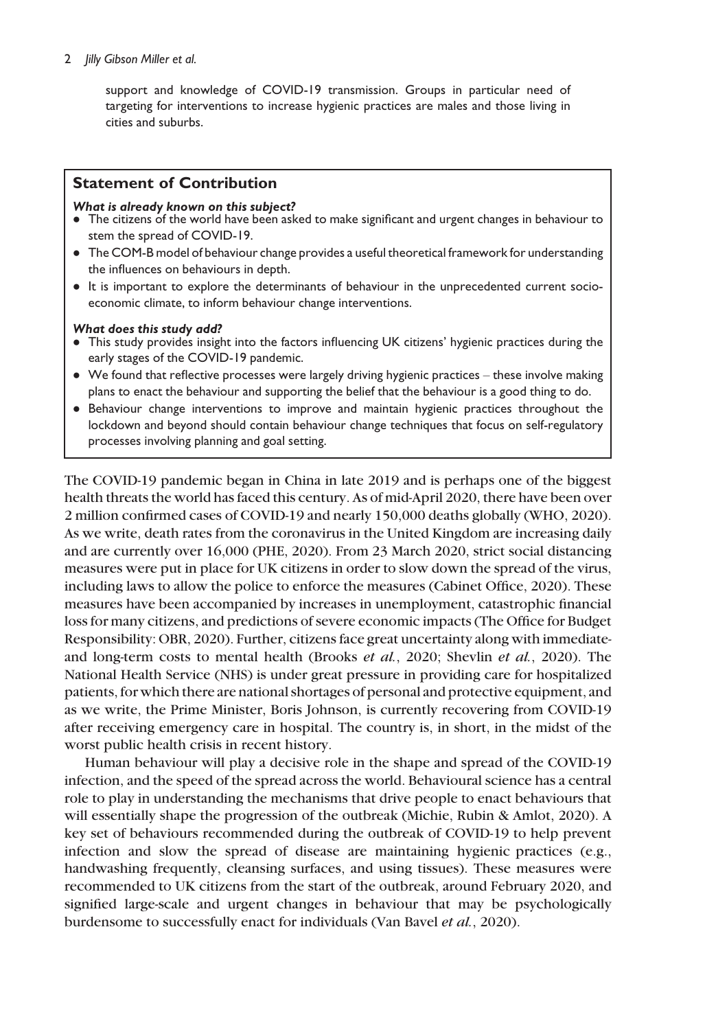support and knowledge of COVID-19 transmission. Groups in particular need of targeting for interventions to increase hygienic practices are males and those living in cities and suburbs.

## Statement of Contribution

***What is already known on this subject?***

- The citizens of the world have been asked to make significant and urgent changes in behaviour to stem the spread of COVID-19.
- The COM-B model of behaviour change provides a useful theoretical framework for understanding the influences on behaviours in depth.
- It is important to explore the determinants of behaviour in the unprecedented current socio-economic climate, to inform behaviour change interventions.

***What does this study add?***

- This study provides insight into the factors influencing UK citizens' hygienic practices during the early stages of the COVID-19 pandemic.
- We found that reflective processes were largely driving hygienic practices – these involve making plans to enact the behaviour and supporting the belief that the behaviour is a good thing to do.
- Behaviour change interventions to improve and maintain hygienic practices throughout the lockdown and beyond should contain behaviour change techniques that focus on self-regulatory processes involving planning and goal setting.

The COVID-19 pandemic began in China in late 2019 and is perhaps one of the biggest health threats the world has faced this century. As of mid-April 2020, there have been over 2 million confirmed cases of COVID-19 and nearly 150,000 deaths globally (WHO, 2020). As we write, death rates from the coronavirus in the United Kingdom are increasing daily and are currently over 16,000 (PHE, 2020). From 23 March 2020, strict social distancing measures were put in place for UK citizens in order to slow down the spread of the virus, including laws to allow the police to enforce the measures (Cabinet Office, 2020). These measures have been accompanied by increases in unemployment, catastrophic financial loss for many citizens, and predictions of severe economic impacts (The Office for Budget Responsibility: OBR, 2020). Further, citizens face great uncertainty along with immediate- and long-term costs to mental health (Brooks *et al.*, 2020; Shevlin *et al.*, 2020). The National Health Service (NHS) is under great pressure in providing care for hospitalized patients, for which there are national shortages of personal and protective equipment, and as we write, the Prime Minister, Boris Johnson, is currently recovering from COVID-19 after receiving emergency care in hospital. The country is, in short, in the midst of the worst public health crisis in recent history.

Human behaviour will play a decisive role in the shape and spread of the COVID-19 infection, and the speed of the spread across the world. Behavioural science has a central role to play in understanding the mechanisms that drive people to enact behaviours that will essentially shape the progression of the outbreak (Michie, Rubin & Amlot, 2020). A key set of behaviours recommended during the outbreak of COVID-19 to help prevent infection and slow the spread of disease are maintaining hygienic practices (e.g., handwashing frequently, cleansing surfaces, and using tissues). These measures were recommended to UK citizens from the start of the outbreak, around February 2020, and signified large-scale and urgent changes in behaviour that may be psychologically burdensome to successfully enact for individuals (Van Bavel *et al.*, 2020).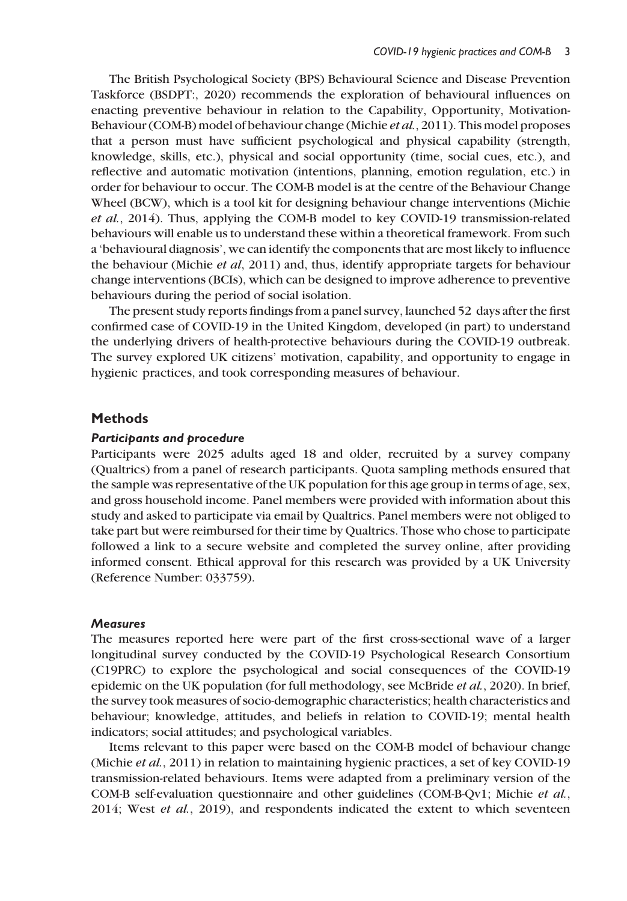The British Psychological Society (BPS) Behavioural Science and Disease Prevention Taskforce (BSDPT:, 2020) recommends the exploration of behavioural influences on enacting preventive behaviour in relation to the Capability, Opportunity, Motivation-Behaviour (COM-B) model of behaviour change (Michie *et al.*, 2011). This model proposes that a person must have sufficient psychological and physical capability (strength, knowledge, skills, etc.), physical and social opportunity (time, social cues, etc.), and reflective and automatic motivation (intentions, planning, emotion regulation, etc.) in order for behaviour to occur. The COM-B model is at the centre of the Behaviour Change Wheel (BCW), which is a tool kit for designing behaviour change interventions (Michie *et al.*, 2014). Thus, applying the COM-B model to key COVID-19 transmission-related behaviours will enable us to understand these within a theoretical framework. From such a 'behavioural diagnosis', we can identify the components that are most likely to influence the behaviour (Michie *et al*, 2011) and, thus, identify appropriate targets for behaviour change interventions (BCIs), which can be designed to improve adherence to preventive behaviours during the period of social isolation.

The present study reports findings from a panel survey, launched 52 days after the first confirmed case of COVID-19 in the United Kingdom, developed (in part) to understand the underlying drivers of health-protective behaviours during the COVID-19 outbreak. The survey explored UK citizens' motivation, capability, and opportunity to engage in hygienic practices, and took corresponding measures of behaviour.

## Methods

### *Participants and procedure*

Participants were 2025 adults aged 18 and older, recruited by a survey company (Qualtrics) from a panel of research participants. Quota sampling methods ensured that the sample was representative of the UK population for this age group in terms of age, sex, and gross household income. Panel members were provided with information about this study and asked to participate via email by Qualtrics. Panel members were not obliged to take part but were reimbursed for their time by Qualtrics. Those who chose to participate followed a link to a secure website and completed the survey online, after providing informed consent. Ethical approval for this research was provided by a UK University (Reference Number: 033759).

### *Measures*

The measures reported here were part of the first cross-sectional wave of a larger longitudinal survey conducted by the COVID-19 Psychological Research Consortium (C19PRC) to explore the psychological and social consequences of the COVID-19 epidemic on the UK population (for full methodology, see McBride *et al.*, 2020). In brief, the survey took measures of socio-demographic characteristics; health characteristics and behaviour; knowledge, attitudes, and beliefs in relation to COVID-19; mental health indicators; social attitudes; and psychological variables.

Items relevant to this paper were based on the COM-B model of behaviour change (Michie *et al.*, 2011) in relation to maintaining hygienic practices, a set of key COVID-19 transmission-related behaviours. Items were adapted from a preliminary version of the COM-B self-evaluation questionnaire and other guidelines (COM-B-Qv1; Michie *et al.*, 2014; West *et al.*, 2019), and respondents indicated the extent to which seventeen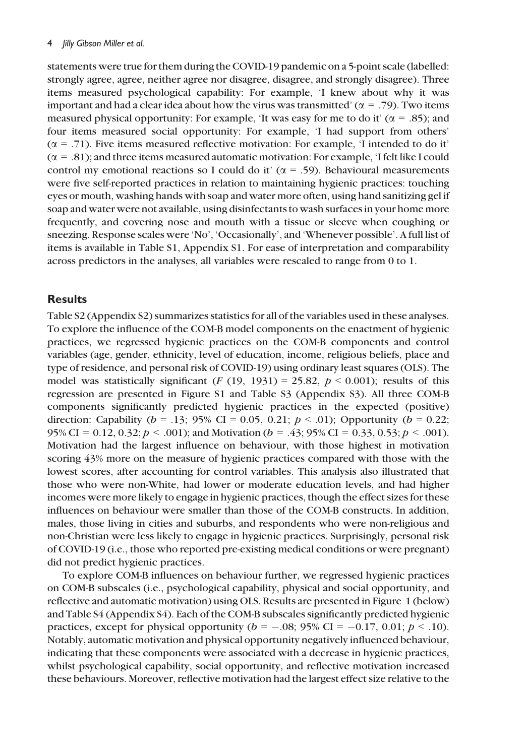statements were true for them during the COVID-19 pandemic on a 5-point scale (labelled: strongly agree, agree, neither agree nor disagree, disagree, and strongly disagree). Three items measured psychological capability: For example, 'I knew about why it was important and had a clear idea about how the virus was transmitted' ($\alpha$ = .79). Two items measured physical opportunity: For example, 'It was easy for me to do it' ($\alpha$ = .85); and four items measured social opportunity: For example, 'I had support from others' ($\alpha$ = .71). Five items measured reflective motivation: For example, 'I intended to do it' ($\alpha$ = .81); and three items measured automatic motivation: For example, 'I felt like I could control my emotional reactions so I could do it' ($\alpha$ = .59). Behavioural measurements were five self-reported practices in relation to maintaining hygienic practices: touching eyes or mouth, washing hands with soap and water more often, using hand sanitizing gel if soap and water were not available, using disinfectants to wash surfaces in your home more frequently, and covering nose and mouth with a tissue or sleeve when coughing or sneezing. Response scales were 'No', 'Occasionally', and 'Whenever possible'. A full list of items is available in Table S1, Appendix S1. For ease of interpretation and comparability across predictors in the analyses, all variables were rescaled to range from 0 to 1.

## Results

Table S2 (Appendix S2) summarizes statistics for all of the variables used in these analyses. To explore the influence of the COM-B model components on the enactment of hygienic practices, we regressed hygienic practices on the COM-B components and control variables (age, gender, ethnicity, level of education, income, religious beliefs, place and type of residence, and personal risk of COVID-19) using ordinary least squares (OLS). The model was statistically significant ($F$ (19, 1931) = 25.82, $p < 0.001$); results of this regression are presented in Figure S1 and Table S3 (Appendix S3). All three COM-B components significantly predicted hygienic practices in the expected (positive) direction: Capability ($b$ = .13; 95% CI = 0.05, 0.21; $p < .01$); Opportunity ($b$ = 0.22; 95% CI = 0.12, 0.32; $p < .001$); and Motivation ($b$ = .43; 95% CI = 0.33, 0.53; $p < .001$). Motivation had the largest influence on behaviour, with those highest in motivation scoring 43% more on the measure of hygienic practices compared with those with the lowest scores, after accounting for control variables. This analysis also illustrated that those who were non-White, had lower or moderate education levels, and had higher incomes were more likely to engage in hygienic practices, though the effect sizes for these influences on behaviour were smaller than those of the COM-B constructs. In addition, males, those living in cities and suburbs, and respondents who were non-religious and non-Christian were less likely to engage in hygienic practices. Surprisingly, personal risk of COVID-19 (i.e., those who reported pre-existing medical conditions or were pregnant) did not predict hygienic practices.

To explore COM-B influences on behaviour further, we regressed hygienic practices on COM-B subscales (i.e., psychological capability, physical and social opportunity, and reflective and automatic motivation) using OLS. Results are presented in Figure 1 (below) and Table S4 (Appendix S4). Each of the COM-B subscales significantly predicted hygienic practices, except for physical opportunity ($b$ = −.08; 95% CI = −0.17, 0.01; $p < .10$). Notably, automatic motivation and physical opportunity negatively influenced behaviour, indicating that these components were associated with a decrease in hygienic practices, whilst psychological capability, social opportunity, and reflective motivation increased these behaviours. Moreover, reflective motivation had the largest effect size relative to the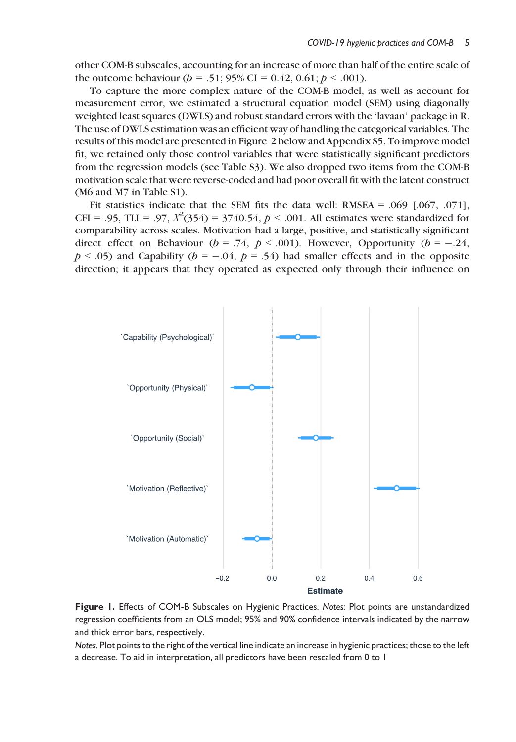other COM-B subscales, accounting for an increase of more than half of the entire scale of the outcome behaviour ($b$ = .51; 95% CI = 0.42, 0.61; $p$ < .001).

To capture the more complex nature of the COM-B model, as well as account for measurement error, we estimated a structural equation model (SEM) using diagonally weighted least squares (DWLS) and robust standard errors with the 'lavaan' package in R. The use of DWLS estimation was an efficient way of handling the categorical variables. The results of this model are presented in Figure 2 below and Appendix S5. To improve model fit, we retained only those control variables that were statistically significant predictors from the regression models (see Table S3). We also dropped two items from the COM-B motivation scale that were reverse-coded and had poor overall fit with the latent construct (M6 and M7 in Table S1).

Fit statistics indicate that the SEM fits the data well: RMSEA = .069 [.067, .071], CFI = .95, TLI = .97, $X^2(354)$ = 3740.54, $p$ < .001. All estimates were standardized for comparability across scales. Motivation had a large, positive, and statistically significant direct effect on Behaviour ($b$ = .74, $p$ < .001). However, Opportunity ($b$ = −.24, $p$ < .05) and Capability ($b$ = −.04, $p$ = .54) had smaller effects and in the opposite direction; it appears that they operated as expected only through their influence on

**Figure 1.** Effects of COM-B Subscales on Hygienic Practices. *Notes:* Plot points are unstandardized regression coefficients from an OLS model; 95% and 90% confidence intervals indicated by the narrow and thick error bars, respectively.

*Notes.* Plot points to the right of the vertical line indicate an increase in hygienic practices; those to the left a decrease. To aid in interpretation, all predictors have been rescaled from 0 to 1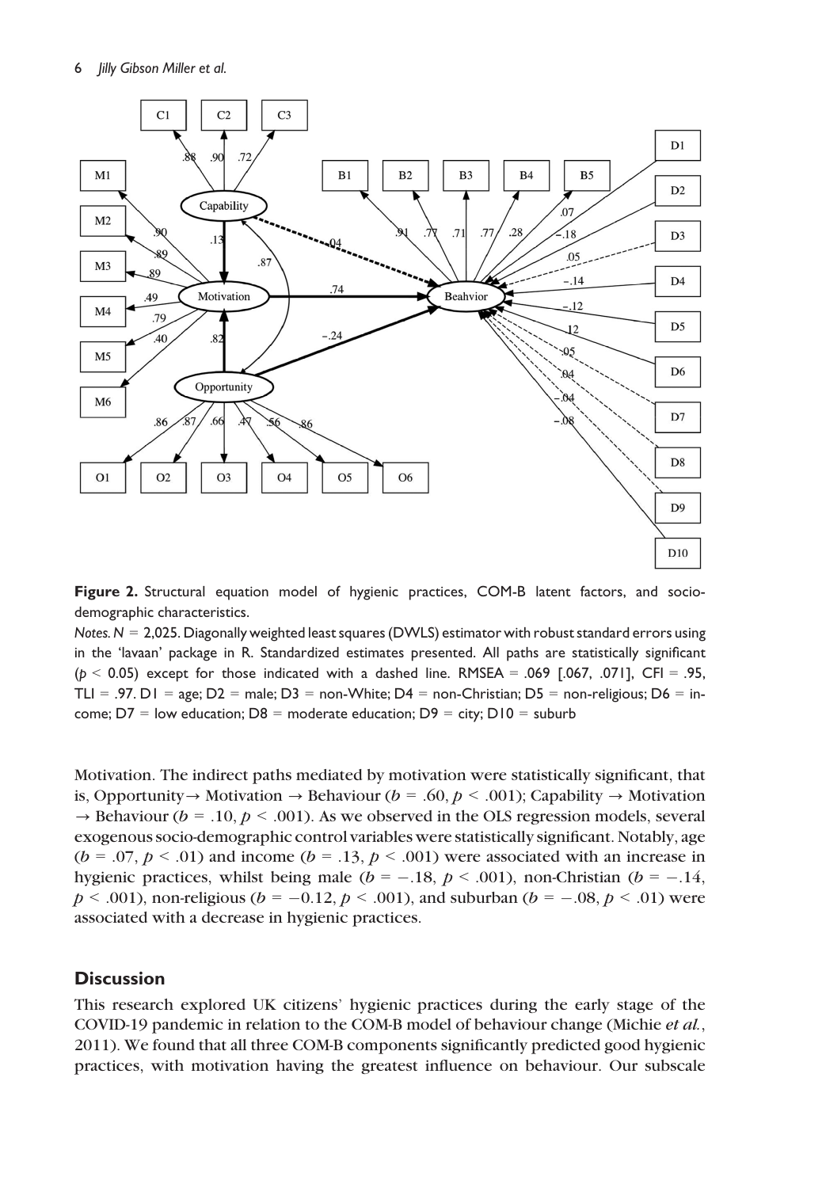**Figure 2.** Structural equation model of hygienic practices, COM-B latent factors, and socio-demographic characteristics.

*Notes.* $N = 2{,}025$. Diagonally weighted least squares (DWLS) estimator with robust standard errors using in the 'lavaan' package in R. Standardized estimates presented. All paths are statistically significant ($p < 0.05$) except for those indicated with a dashed line. RMSEA = .069 [.067, .071], CFI = .95, TLI = .97. D1 = age; D2 = male; D3 = non-White; D4 = non-Christian; D5 = non-religious; D6 = income; D7 = low education; D8 = moderate education; D9 = city; D10 = suburb

Motivation. The indirect paths mediated by motivation were statistically significant, that is, Opportunity → Motivation → Behaviour ($b = .60$, $p < .001$); Capability → Motivation → Behaviour ($b = .10$, $p < .001$). As we observed in the OLS regression models, several exogenous socio-demographic control variables were statistically significant. Notably, age ($b = .07$, $p < .01$) and income ($b = .13$, $p < .001$) were associated with an increase in hygienic practices, whilst being male ($b = -.18$, $p < .001$), non-Christian ($b = -.14$, $p < .001$), non-religious ($b = -0.12$, $p < .001$), and suburban ($b = -.08$, $p < .01$) were associated with a decrease in hygienic practices.

## Discussion

This research explored UK citizens' hygienic practices during the early stage of the COVID-19 pandemic in relation to the COM-B model of behaviour change (Michie *et al.*, 2011). We found that all three COM-B components significantly predicted good hygienic practices, with motivation having the greatest influence on behaviour. Our subscale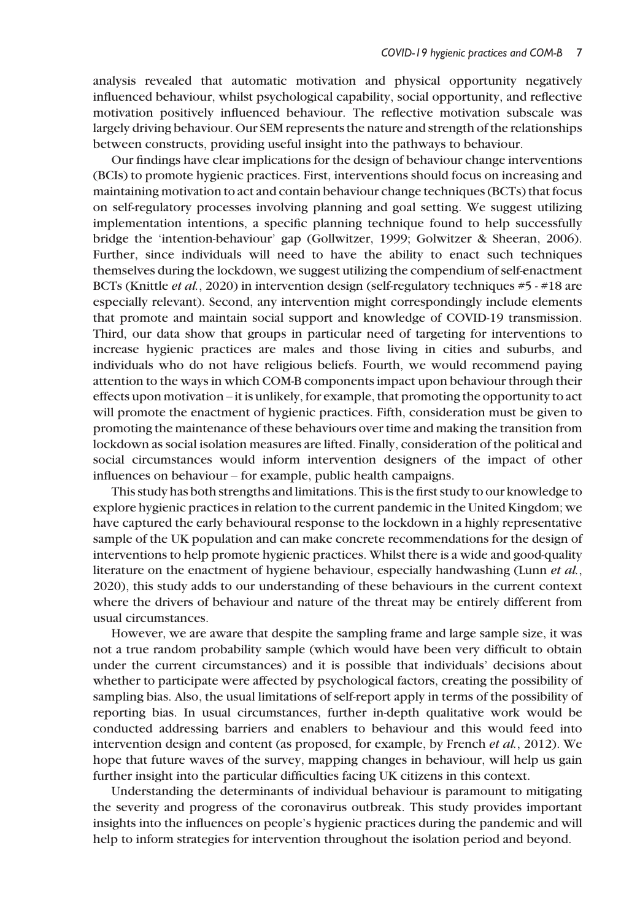analysis revealed that automatic motivation and physical opportunity negatively influenced behaviour, whilst psychological capability, social opportunity, and reflective motivation positively influenced behaviour. The reflective motivation subscale was largely driving behaviour. Our SEM represents the nature and strength of the relationships between constructs, providing useful insight into the pathways to behaviour.

Our findings have clear implications for the design of behaviour change interventions (BCIs) to promote hygienic practices. First, interventions should focus on increasing and maintaining motivation to act and contain behaviour change techniques (BCTs) that focus on self-regulatory processes involving planning and goal setting. We suggest utilizing implementation intentions, a specific planning technique found to help successfully bridge the 'intention-behaviour' gap (Gollwitzer, 1999; Golwitzer & Sheeran, 2006). Further, since individuals will need to have the ability to enact such techniques themselves during the lockdown, we suggest utilizing the compendium of self-enactment BCTs (Knittle *et al.*, 2020) in intervention design (self-regulatory techniques #5 - #18 are especially relevant). Second, any intervention might correspondingly include elements that promote and maintain social support and knowledge of COVID-19 transmission. Third, our data show that groups in particular need of targeting for interventions to increase hygienic practices are males and those living in cities and suburbs, and individuals who do not have religious beliefs. Fourth, we would recommend paying attention to the ways in which COM-B components impact upon behaviour through their effects upon motivation – it is unlikely, for example, that promoting the opportunity to act will promote the enactment of hygienic practices. Fifth, consideration must be given to promoting the maintenance of these behaviours over time and making the transition from lockdown as social isolation measures are lifted. Finally, consideration of the political and social circumstances would inform intervention designers of the impact of other influences on behaviour – for example, public health campaigns.

This study has both strengths and limitations. This is the first study to our knowledge to explore hygienic practices in relation to the current pandemic in the United Kingdom; we have captured the early behavioural response to the lockdown in a highly representative sample of the UK population and can make concrete recommendations for the design of interventions to help promote hygienic practices. Whilst there is a wide and good-quality literature on the enactment of hygiene behaviour, especially handwashing (Lunn *et al.*, 2020), this study adds to our understanding of these behaviours in the current context where the drivers of behaviour and nature of the threat may be entirely different from usual circumstances.

However, we are aware that despite the sampling frame and large sample size, it was not a true random probability sample (which would have been very difficult to obtain under the current circumstances) and it is possible that individuals' decisions about whether to participate were affected by psychological factors, creating the possibility of sampling bias. Also, the usual limitations of self-report apply in terms of the possibility of reporting bias. In usual circumstances, further in-depth qualitative work would be conducted addressing barriers and enablers to behaviour and this would feed into intervention design and content (as proposed, for example, by French *et al.*, 2012). We hope that future waves of the survey, mapping changes in behaviour, will help us gain further insight into the particular difficulties facing UK citizens in this context.

Understanding the determinants of individual behaviour is paramount to mitigating the severity and progress of the coronavirus outbreak. This study provides important insights into the influences on people's hygienic practices during the pandemic and will help to inform strategies for intervention throughout the isolation period and beyond.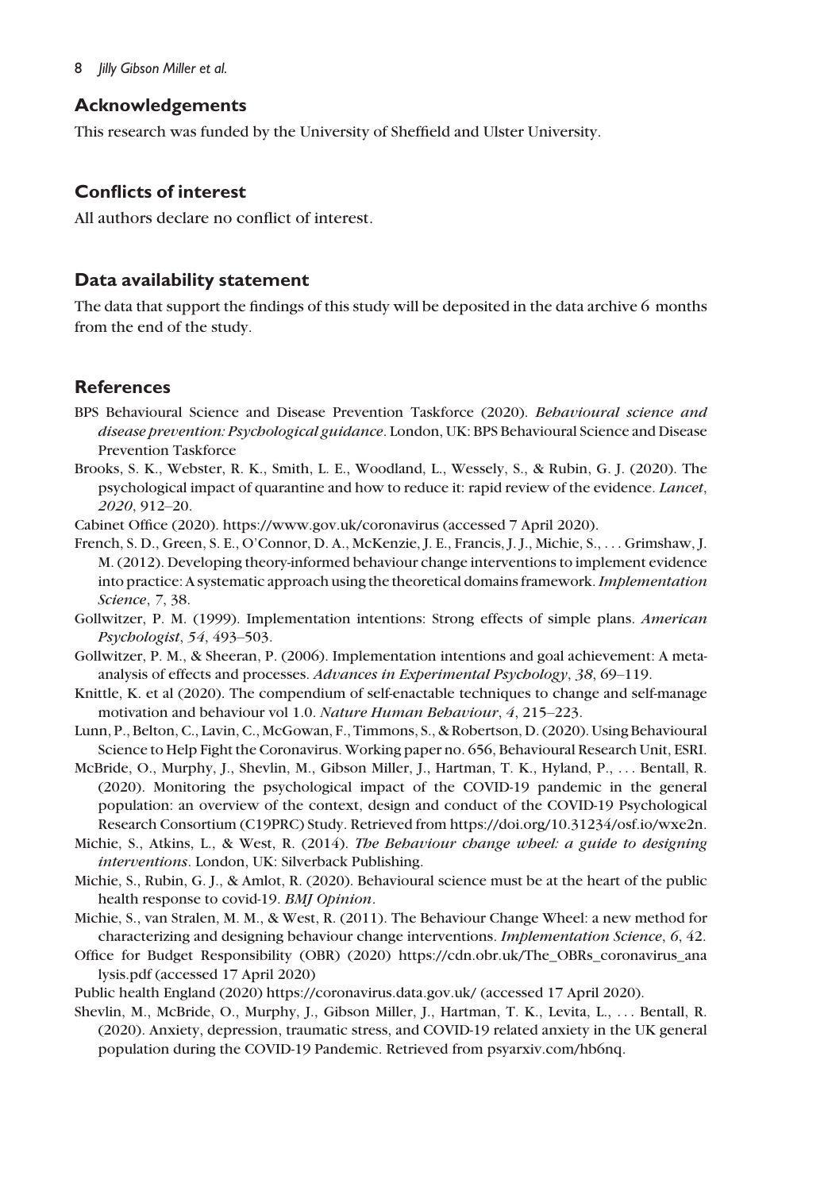## Acknowledgements

This research was funded by the University of Sheffield and Ulster University.

## Conflicts of interest

All authors declare no conflict of interest.

## Data availability statement

The data that support the findings of this study will be deposited in the data archive 6 months from the end of the study.

## References

BPS Behavioural Science and Disease Prevention Taskforce (2020). *Behavioural science and disease prevention: Psychological guidance*. London, UK: BPS Behavioural Science and Disease Prevention Taskforce

Brooks, S. K., Webster, R. K., Smith, L. E., Woodland, L., Wessely, S., & Rubin, G. J. (2020). The psychological impact of quarantine and how to reduce it: rapid review of the evidence. *Lancet*, *2020*, 912–20.

Cabinet Office (2020). https://www.gov.uk/coronavirus (accessed 7 April 2020).

French, S. D., Green, S. E., O'Connor, D. A., McKenzie, J. E., Francis, J. J., Michie, S., . . . Grimshaw, J. M. (2012). Developing theory-informed behaviour change interventions to implement evidence into practice: A systematic approach using the theoretical domains framework. *Implementation Science*, *7*, 38.

Gollwitzer, P. M. (1999). Implementation intentions: Strong effects of simple plans. *American Psychologist*, *54*, 493–503.

Gollwitzer, P. M., & Sheeran, P. (2006). Implementation intentions and goal achievement: A meta-analysis of effects and processes. *Advances in Experimental Psychology*, *38*, 69–119.

Knittle, K. et al (2020). The compendium of self-enactable techniques to change and self-manage motivation and behaviour vol 1.0. *Nature Human Behaviour*, *4*, 215–223.

Lunn, P., Belton, C., Lavin, C., McGowan, F., Timmons, S., & Robertson, D. (2020). Using Behavioural Science to Help Fight the Coronavirus. Working paper no. 656, Behavioural Research Unit, ESRI.

McBride, O., Murphy, J., Shevlin, M., Gibson Miller, J., Hartman, T. K., Hyland, P., . . . Bentall, R. (2020). Monitoring the psychological impact of the COVID-19 pandemic in the general population: an overview of the context, design and conduct of the COVID-19 Psychological Research Consortium (C19PRC) Study. Retrieved from https://doi.org/10.31234/osf.io/wxe2n.

Michie, S., Atkins, L., & West, R. (2014). *The Behaviour change wheel: a guide to designing interventions*. London, UK: Silverback Publishing.

Michie, S., Rubin, G. J., & Amlot, R. (2020). Behavioural science must be at the heart of the public health response to covid-19. *BMJ Opinion*.

Michie, S., van Stralen, M. M., & West, R. (2011). The Behaviour Change Wheel: a new method for characterizing and designing behaviour change interventions. *Implementation Science*, *6*, 42.

Office for Budget Responsibility (OBR) (2020) https://cdn.obr.uk/The_OBRs_coronavirus_analysis.pdf (accessed 17 April 2020)

Public health England (2020) https://coronavirus.data.gov.uk/ (accessed 17 April 2020).

Shevlin, M., McBride, O., Murphy, J., Gibson Miller, J., Hartman, T. K., Levita, L., . . . Bentall, R. (2020). Anxiety, depression, traumatic stress, and COVID-19 related anxiety in the UK general population during the COVID-19 Pandemic. Retrieved from psyarxiv.com/hb6nq.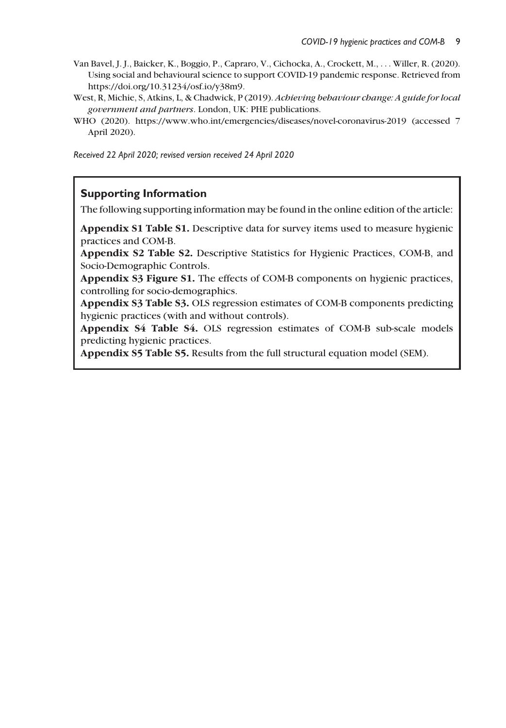Van Bavel, J. J., Baicker, K., Boggio, P., Capraro, V., Cichocka, A., Crockett, M., . . . Willer, R. (2020). Using social and behavioural science to support COVID-19 pandemic response. Retrieved from https://doi.org/10.31234/osf.io/y38m9.

West, R, Michie, S, Atkins, L, & Chadwick, P (2019). *Achieving behaviour change: A guide for local government and partners*. London, UK: PHE publications.

WHO (2020). https://www.who.int/emergencies/diseases/novel-coronavirus-2019 (accessed 7 April 2020).

*Received 22 April 2020; revised version received 24 April 2020*

## Supporting Information

The following supporting information may be found in the online edition of the article:

**Appendix S1 Table S1.** Descriptive data for survey items used to measure hygienic practices and COM-B.

**Appendix S2 Table S2.** Descriptive Statistics for Hygienic Practices, COM-B, and Socio-Demographic Controls.

**Appendix S3 Figure S1.** The effects of COM-B components on hygienic practices, controlling for socio-demographics.

**Appendix S3 Table S3.** OLS regression estimates of COM-B components predicting hygienic practices (with and without controls).

**Appendix S4 Table S4.** OLS regression estimates of COM-B sub-scale models predicting hygienic practices.

**Appendix S5 Table S5.** Results from the full structural equation model (SEM).